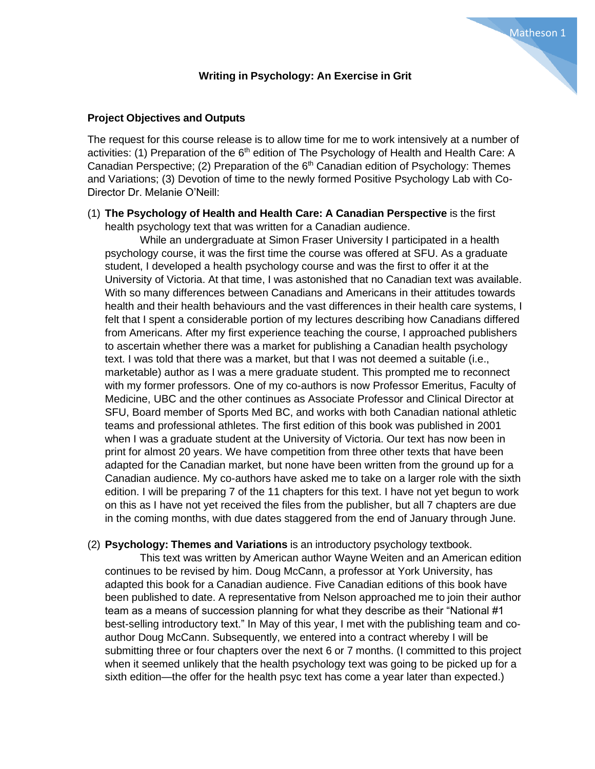# Writing in Psychology: An Exercise in Grit

## Project Objectives and Outputs

The request for this course release is to allow time for me to work intensively at a number of activities: (1) Preparation of the 6th edition of The Psychology of Health and Health Care: A Canadian Perspective; (2) Preparation of the 6th Canadian edition of Psychology: Themes and Variations; (3) Devotion of time to the newly formed Positive Psychology Lab with Co-Director Dr. Melanie O'Neill:

(1) **The Psychology of Health and Health Care: A Canadian Perspective** is the first health psychology text that was written for a Canadian audience.

While an undergraduate at Simon Fraser University I participated in a health psychology course, it was the first time the course was offered at SFU. As a graduate student, I developed a health psychology course and was the first to offer it at the University of Victoria. At that time, I was astonished that no Canadian text was available. With so many differences between Canadians and Americans in their attitudes towards health and their health behaviours and the vast differences in their health care systems, I felt that I spent a considerable portion of my lectures describing how Canadians differed from Americans. After my first experience teaching the course, I approached publishers to ascertain whether there was a market for publishing a Canadian health psychology text. I was told that there was a market, but that I was not deemed a suitable (i.e., marketable) author as I was a mere graduate student. This prompted me to reconnect with my former professors. One of my co-authors is now Professor Emeritus, Faculty of Medicine, UBC and the other continues as Associate Professor and Clinical Director at SFU, Board member of Sports Med BC, and works with both Canadian national athletic teams and professional athletes. The first edition of this book was published in 2001 when I was a graduate student at the University of Victoria. Our text has now been in print for almost 20 years. We have competition from three other texts that have been adapted for the Canadian market, but none have been written from the ground up for a Canadian audience. My co-authors have asked me to take on a larger role with the sixth edition. I will be preparing 7 of the 11 chapters for this text. I have not yet begun to work on this as I have not yet received the files from the publisher, but all 7 chapters are due in the coming months, with due dates staggered from the end of January through June.

(2) **Psychology: Themes and Variations** is an introductory psychology textbook.

This text was written by American author Wayne Weiten and an American edition continues to be revised by him. Doug McCann, a professor at York University, has adapted this book for a Canadian audience. Five Canadian editions of this book have been published to date. A representative from Nelson approached me to join their author team as a means of succession planning for what they describe as their "National #1 best-selling introductory text." In May of this year, I met with the publishing team and co-author Doug McCann. Subsequently, we entered into a contract whereby I will be submitting three or four chapters over the next 6 or 7 months. (I committed to this project when it seemed unlikely that the health psychology text was going to be picked up for a sixth edition—the offer for the health psyc text has come a year later than expected.)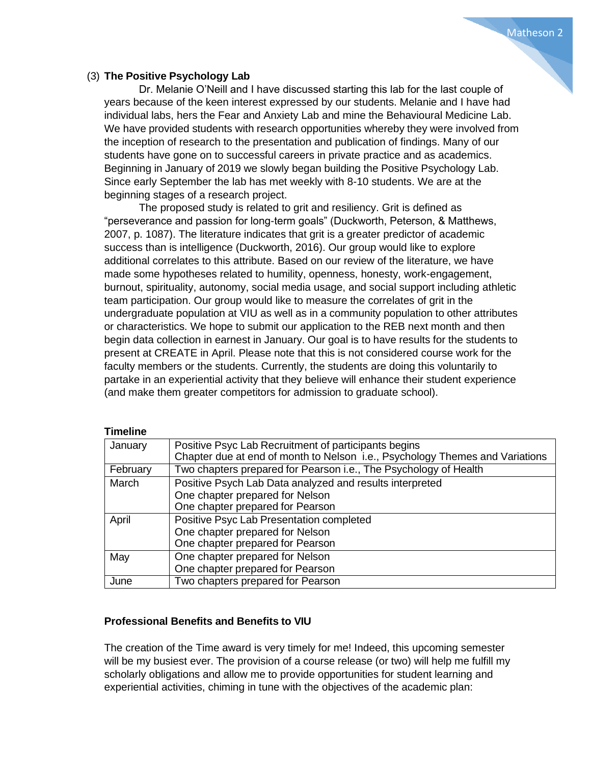(3) **The Positive Psychology Lab**

Dr. Melanie O'Neill and I have discussed starting this lab for the last couple of years because of the keen interest expressed by our students. Melanie and I have had individual labs, hers the Fear and Anxiety Lab and mine the Behavioural Medicine Lab. We have provided students with research opportunities whereby they were involved from the inception of research to the presentation and publication of findings. Many of our students have gone on to successful careers in private practice and as academics. Beginning in January of 2019 we slowly began building the Positive Psychology Lab. Since early September the lab has met weekly with 8-10 students. We are at the beginning stages of a research project.

The proposed study is related to grit and resiliency. Grit is defined as "perseverance and passion for long-term goals" (Duckworth, Peterson, & Matthews, 2007, p. 1087). The literature indicates that grit is a greater predictor of academic success than is intelligence (Duckworth, 2016). Our group would like to explore additional correlates to this attribute. Based on our review of the literature, we have made some hypotheses related to humility, openness, honesty, work-engagement, burnout, spirituality, autonomy, social media usage, and social support including athletic team participation. Our group would like to measure the correlates of grit in the undergraduate population at VIU as well as in a community population to other attributes or characteristics. We hope to submit our application to the REB next month and then begin data collection in earnest in January. Our goal is to have results for the students to present at CREATE in April. Please note that this is not considered course work for the faculty members or the students. Currently, the students are doing this voluntarily to partake in an experiential activity that they believe will enhance their student experience (and make them greater competitors for admission to graduate school).

**Timeline**

| | |
|---|---|
| January | Positive Psyc Lab Recruitment of participants begins<br>Chapter due at end of month to Nelson i.e., Psychology Themes and Variations |
| February | Two chapters prepared for Pearson i.e., The Psychology of Health |
| March | Positive Psych Lab Data analyzed and results interpreted<br>One chapter prepared for Nelson<br>One chapter prepared for Pearson |
| April | Positive Psyc Lab Presentation completed<br>One chapter prepared for Nelson<br>One chapter prepared for Pearson |
| May | One chapter prepared for Nelson<br>One chapter prepared for Pearson |
| June | Two chapters prepared for Pearson |

**Professional Benefits and Benefits to VIU**

The creation of the Time award is very timely for me! Indeed, this upcoming semester will be my busiest ever. The provision of a course release (or two) will help me fulfill my scholarly obligations and allow me to provide opportunities for student learning and experiential activities, chiming in tune with the objectives of the academic plan: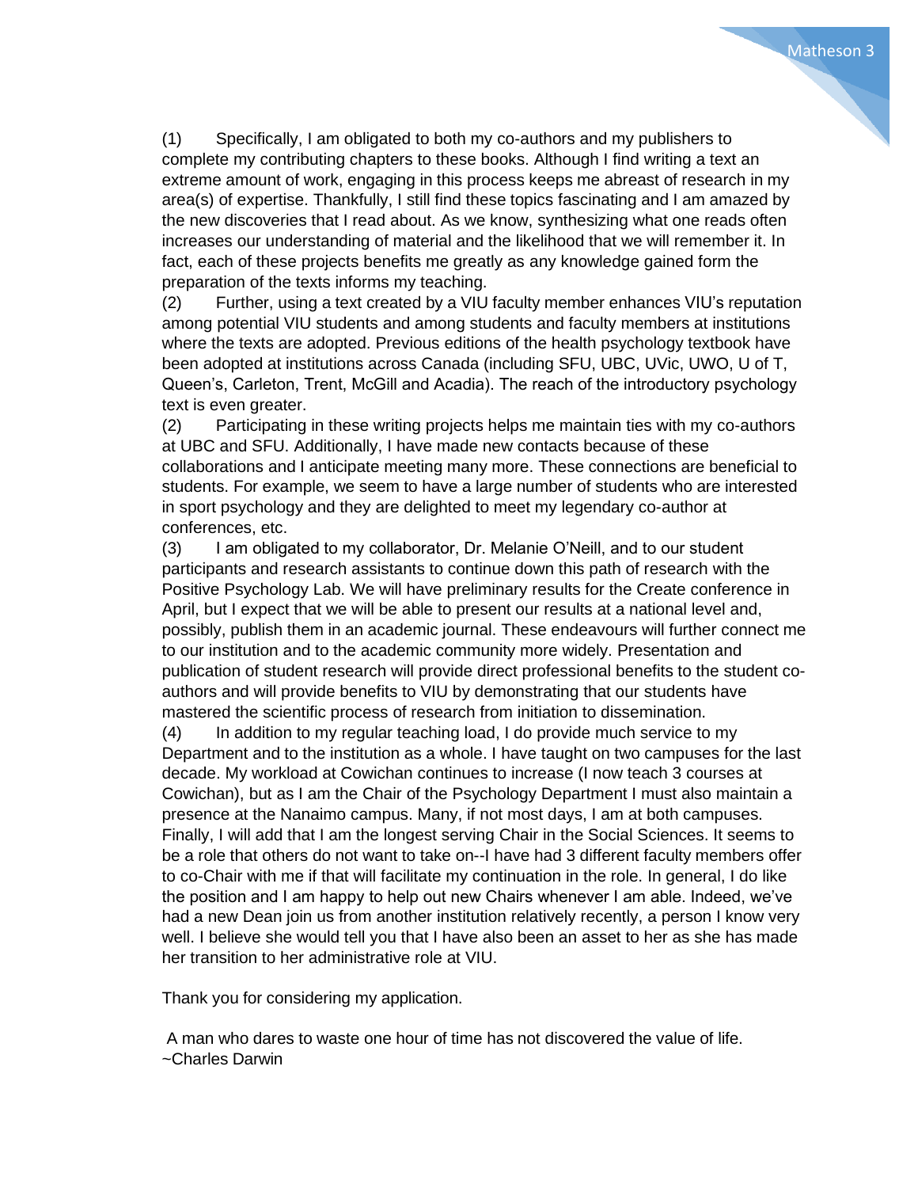(1) Specifically, I am obligated to both my co-authors and my publishers to complete my contributing chapters to these books. Although I find writing a text an extreme amount of work, engaging in this process keeps me abreast of research in my area(s) of expertise. Thankfully, I still find these topics fascinating and I am amazed by the new discoveries that I read about. As we know, synthesizing what one reads often increases our understanding of material and the likelihood that we will remember it. In fact, each of these projects benefits me greatly as any knowledge gained form the preparation of the texts informs my teaching.

(2) Further, using a text created by a VIU faculty member enhances VIU's reputation among potential VIU students and among students and faculty members at institutions where the texts are adopted. Previous editions of the health psychology textbook have been adopted at institutions across Canada (including SFU, UBC, UVic, UWO, U of T, Queen's, Carleton, Trent, McGill and Acadia). The reach of the introductory psychology text is even greater.

(2) Participating in these writing projects helps me maintain ties with my co-authors at UBC and SFU. Additionally, I have made new contacts because of these collaborations and I anticipate meeting many more. These connections are beneficial to students. For example, we seem to have a large number of students who are interested in sport psychology and they are delighted to meet my legendary co-author at conferences, etc.

(3) I am obligated to my collaborator, Dr. Melanie O'Neill, and to our student participants and research assistants to continue down this path of research with the Positive Psychology Lab. We will have preliminary results for the Create conference in April, but I expect that we will be able to present our results at a national level and, possibly, publish them in an academic journal. These endeavours will further connect me to our institution and to the academic community more widely. Presentation and publication of student research will provide direct professional benefits to the student co-authors and will provide benefits to VIU by demonstrating that our students have mastered the scientific process of research from initiation to dissemination.

(4) In addition to my regular teaching load, I do provide much service to my Department and to the institution as a whole. I have taught on two campuses for the last decade. My workload at Cowichan continues to increase (I now teach 3 courses at Cowichan), but as I am the Chair of the Psychology Department I must also maintain a presence at the Nanaimo campus. Many, if not most days, I am at both campuses. Finally, I will add that I am the longest serving Chair in the Social Sciences. It seems to be a role that others do not want to take on--I have had 3 different faculty members offer to co-Chair with me if that will facilitate my continuation in the role. In general, I do like the position and I am happy to help out new Chairs whenever I am able. Indeed, we've had a new Dean join us from another institution relatively recently, a person I know very well. I believe she would tell you that I have also been an asset to her as she has made her transition to her administrative role at VIU.

Thank you for considering my application.

A man who dares to waste one hour of time has not discovered the value of life.
~Charles Darwin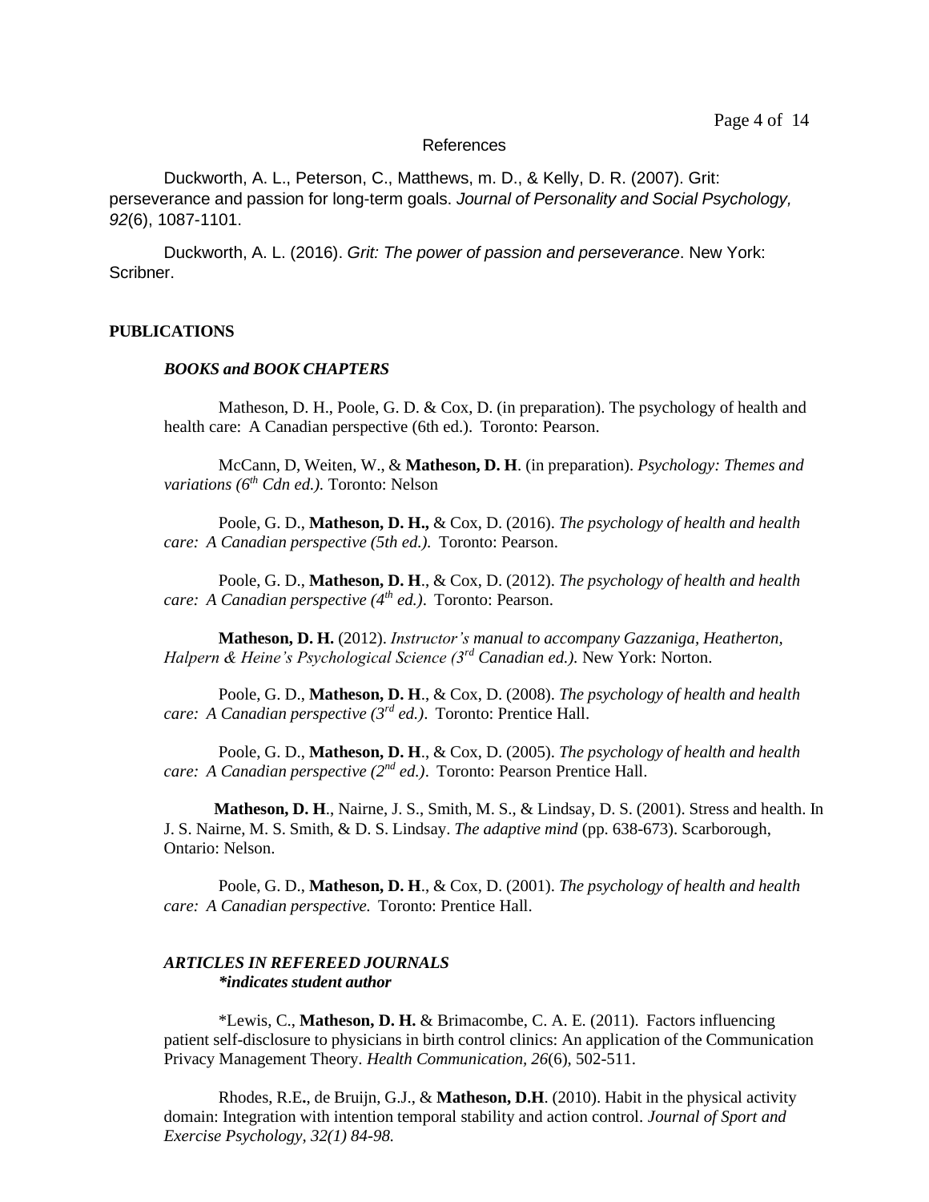References

Duckworth, A. L., Peterson, C., Matthews, m. D., & Kelly, D. R. (2007). Grit: perseverance and passion for long-term goals. *Journal of Personality and Social Psychology, 92*(6), 1087-1101.

Duckworth, A. L. (2016). *Grit: The power of passion and perseverance*. New York: Scribner.

## PUBLICATIONS

### *BOOKS and BOOK CHAPTERS*

Matheson, D. H., Poole, G. D. & Cox, D. (in preparation). The psychology of health and health care: A Canadian perspective (6th ed.). Toronto: Pearson.

McCann, D, Weiten, W., & **Matheson, D. H**. (in preparation). *Psychology: Themes and variations (6th Cdn ed.).* Toronto: Nelson

Poole, G. D., **Matheson, D. H.,** & Cox, D. (2016). *The psychology of health and health care: A Canadian perspective (5th ed.).* Toronto: Pearson.

Poole, G. D., **Matheson, D. H**., & Cox, D. (2012). *The psychology of health and health care: A Canadian perspective (4th ed.)*. Toronto: Pearson.

**Matheson, D. H.** (2012). *Instructor's manual to accompany Gazzaniga, Heatherton, Halpern & Heine's Psychological Science (3rd Canadian ed.).* New York: Norton.

Poole, G. D., **Matheson, D. H**., & Cox, D. (2008). *The psychology of health and health care: A Canadian perspective (3rd ed.)*. Toronto: Prentice Hall.

Poole, G. D., **Matheson, D. H**., & Cox, D. (2005). *The psychology of health and health care: A Canadian perspective (2nd ed.)*. Toronto: Pearson Prentice Hall.

**Matheson, D. H**., Nairne, J. S., Smith, M. S., & Lindsay, D. S. (2001). Stress and health. In J. S. Nairne, M. S. Smith, & D. S. Lindsay. *The adaptive mind* (pp. 638-673). Scarborough, Ontario: Nelson.

Poole, G. D., **Matheson, D. H**., & Cox, D. (2001). *The psychology of health and health care: A Canadian perspective.* Toronto: Prentice Hall.

### *ARTICLES IN REFEREED JOURNALS*
***indicates student author**

*Lewis, C., **Matheson, D. H.** & Brimacombe, C. A. E. (2011). Factors influencing patient self-disclosure to physicians in birth control clinics: An application of the Communication Privacy Management Theory. *Health Communication, 26*(6), 502-511.

Rhodes, R.E**.**, de Bruijn, G.J., & **Matheson, D.H**. (2010). Habit in the physical activity domain: Integration with intention temporal stability and action control. *Journal of Sport and Exercise Psychology, 32(1) 84-98.*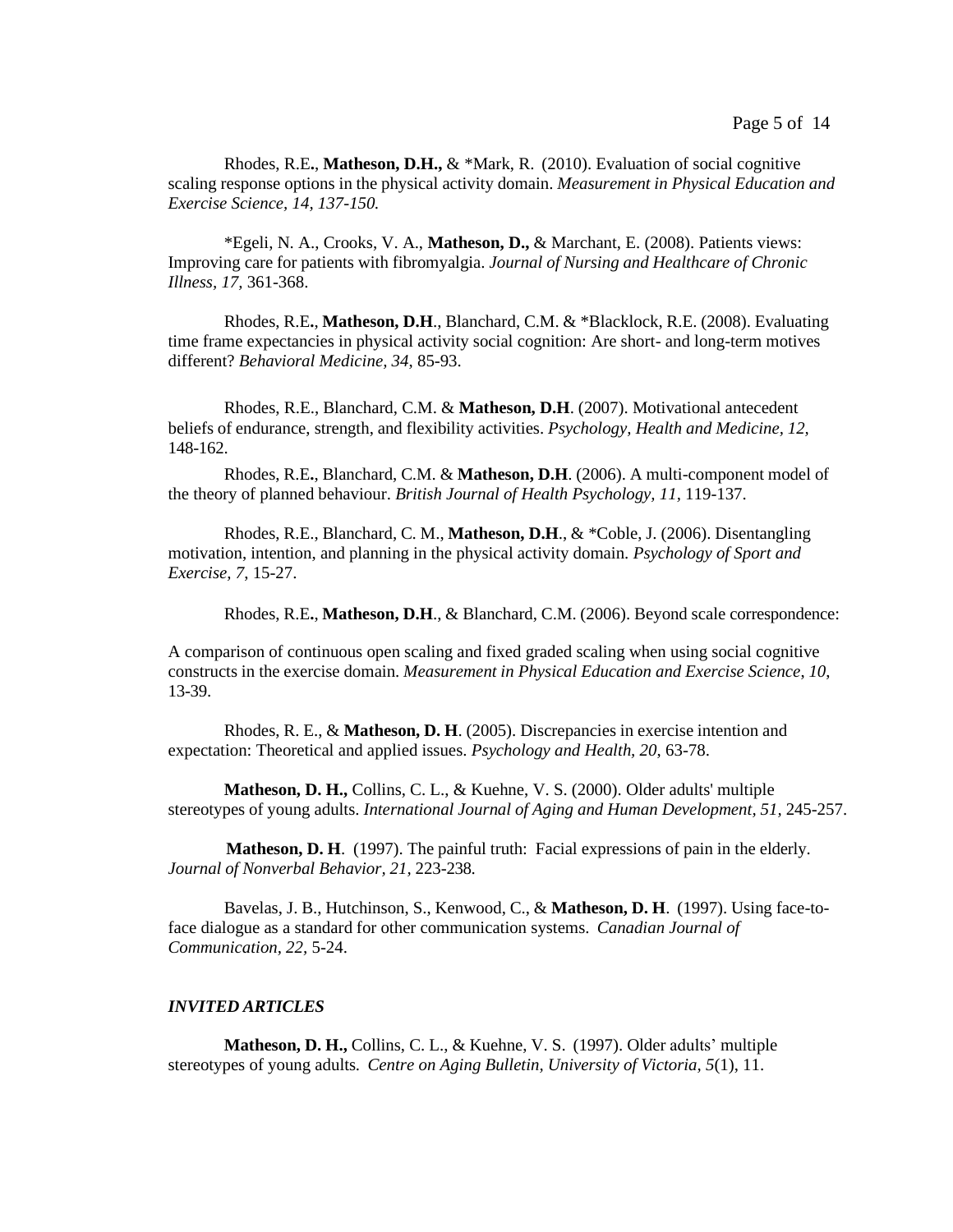Rhodes, R.E., **Matheson, D.H.,** & *Mark, R. (2010). Evaluation of social cognitive scaling response options in the physical activity domain. *Measurement in Physical Education and Exercise Science, 14, 137-150.*

*Egeli, N. A., Crooks, V. A., **Matheson, D.,** & Marchant, E. (2008). Patients views: Improving care for patients with fibromyalgia. *Journal of Nursing and Healthcare of Chronic Illness, 17,* 361-368.

Rhodes, R.E., **Matheson, D.H**., Blanchard, C.M. & *Blacklock, R.E. (2008). Evaluating time frame expectancies in physical activity social cognition: Are short- and long-term motives different? *Behavioral Medicine, 34,* 85-93.

Rhodes, R.E., Blanchard, C.M. & **Matheson, D.H**. (2007). Motivational antecedent beliefs of endurance, strength, and flexibility activities. *Psychology, Health and Medicine, 12,* 148-162.

Rhodes, R.E., Blanchard, C.M. & **Matheson, D.H**. (2006). A multi-component model of the theory of planned behaviour. *British Journal of Health Psychology, 11,* 119-137.

Rhodes, R.E., Blanchard, C. M., **Matheson, D.H**., & *Coble, J. (2006). Disentangling motivation, intention, and planning in the physical activity domain. *Psychology of Sport and Exercise, 7*, 15-27.

Rhodes, R.E., **Matheson, D.H**., & Blanchard, C.M. (2006). Beyond scale correspondence: A comparison of continuous open scaling and fixed graded scaling when using social cognitive constructs in the exercise domain. *Measurement in Physical Education and Exercise Science, 10,* 13-39.

Rhodes, R. E., & **Matheson, D. H**. (2005). Discrepancies in exercise intention and expectation: Theoretical and applied issues. *Psychology and Health, 20,* 63-78.

**Matheson, D. H.,** Collins, C. L., & Kuehne, V. S. (2000). Older adults' multiple stereotypes of young adults. *International Journal of Aging and Human Development, 51,* 245-257.

**Matheson, D. H**. (1997). The painful truth: Facial expressions of pain in the elderly. *Journal of Nonverbal Behavior, 21,* 223-238*.*

Bavelas, J. B., Hutchinson, S., Kenwood, C., & **Matheson, D. H**. (1997). Using face-to-face dialogue as a standard for other communication systems. *Canadian Journal of Communication, 22,* 5-24.

***INVITED ARTICLES***

**Matheson, D. H.,** Collins, C. L., & Kuehne, V. S. (1997). Older adults' multiple stereotypes of young adults*. Centre on Aging Bulletin, University of Victoria, 5*(1), 11.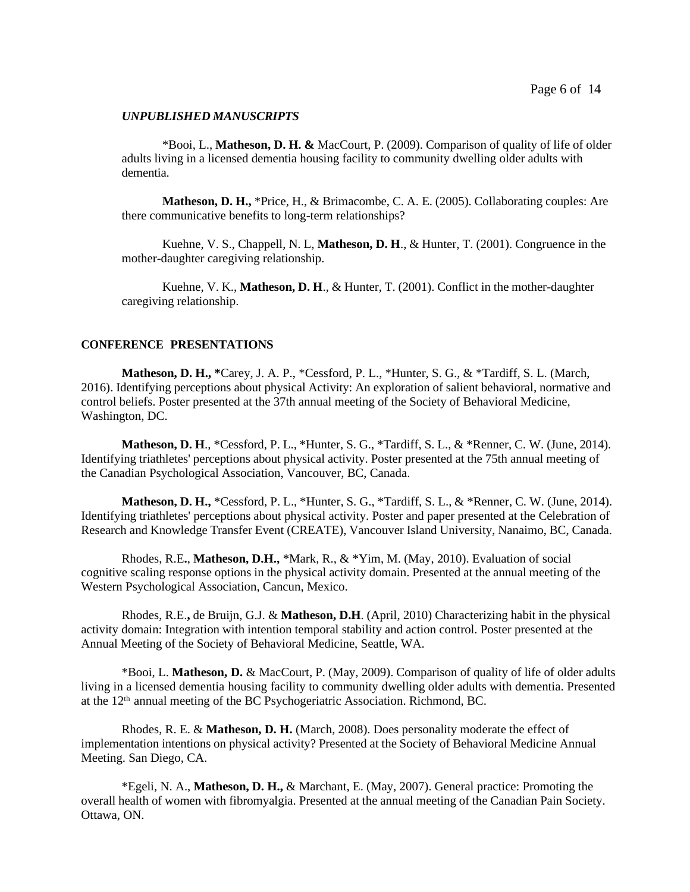***UNPUBLISHED MANUSCRIPTS***

*Booi, L., **Matheson, D. H. &** MacCourt, P. (2009). Comparison of quality of life of older adults living in a licensed dementia housing facility to community dwelling older adults with dementia.

**Matheson, D. H.,** *Price, H., & Brimacombe, C. A. E. (2005). Collaborating couples: Are there communicative benefits to long-term relationships?

Kuehne, V. S., Chappell, N. L, **Matheson, D. H**., & Hunter, T. (2001). Congruence in the mother-daughter caregiving relationship.

Kuehne, V. K., **Matheson, D. H**., & Hunter, T. (2001). Conflict in the mother-daughter caregiving relationship.

**CONFERENCE PRESENTATIONS**

**Matheson, D. H., ***Carey, J. A. P., *Cessford, P. L., *Hunter, S. G., & *Tardiff, S. L. (March, 2016). Identifying perceptions about physical Activity: An exploration of salient behavioral, normative and control beliefs. Poster presented at the 37th annual meeting of the Society of Behavioral Medicine, Washington, DC.

**Matheson, D. H**., *Cessford, P. L., *Hunter, S. G., *Tardiff, S. L., & *Renner, C. W. (June, 2014). Identifying triathletes' perceptions about physical activity. Poster presented at the 75th annual meeting of the Canadian Psychological Association, Vancouver, BC, Canada.

**Matheson, D. H.,** *Cessford, P. L., *Hunter, S. G., *Tardiff, S. L., & *Renner, C. W. (June, 2014). Identifying triathletes' perceptions about physical activity. Poster and paper presented at the Celebration of Research and Knowledge Transfer Event (CREATE), Vancouver Island University, Nanaimo, BC, Canada.

Rhodes, R.E**.**, **Matheson, D.H.,** *Mark, R., & *Yim, M. (May, 2010). Evaluation of social cognitive scaling response options in the physical activity domain. Presented at the annual meeting of the Western Psychological Association, Cancun, Mexico.

Rhodes, R.E**.,** de Bruijn, G.J. & **Matheson, D.H**. (April, 2010) Characterizing habit in the physical activity domain: Integration with intention temporal stability and action control. Poster presented at the Annual Meeting of the Society of Behavioral Medicine, Seattle, WA.

*Booi, L. **Matheson, D.** & MacCourt, P. (May, 2009). Comparison of quality of life of older adults living in a licensed dementia housing facility to community dwelling older adults with dementia. Presented at the 12th annual meeting of the BC Psychogeriatric Association. Richmond, BC.

Rhodes, R. E. & **Matheson, D. H.** (March, 2008). Does personality moderate the effect of implementation intentions on physical activity? Presented at the Society of Behavioral Medicine Annual Meeting. San Diego, CA.

*Egeli, N. A., **Matheson, D. H.,** & Marchant, E. (May, 2007). General practice: Promoting the overall health of women with fibromyalgia. Presented at the annual meeting of the Canadian Pain Society. Ottawa, ON.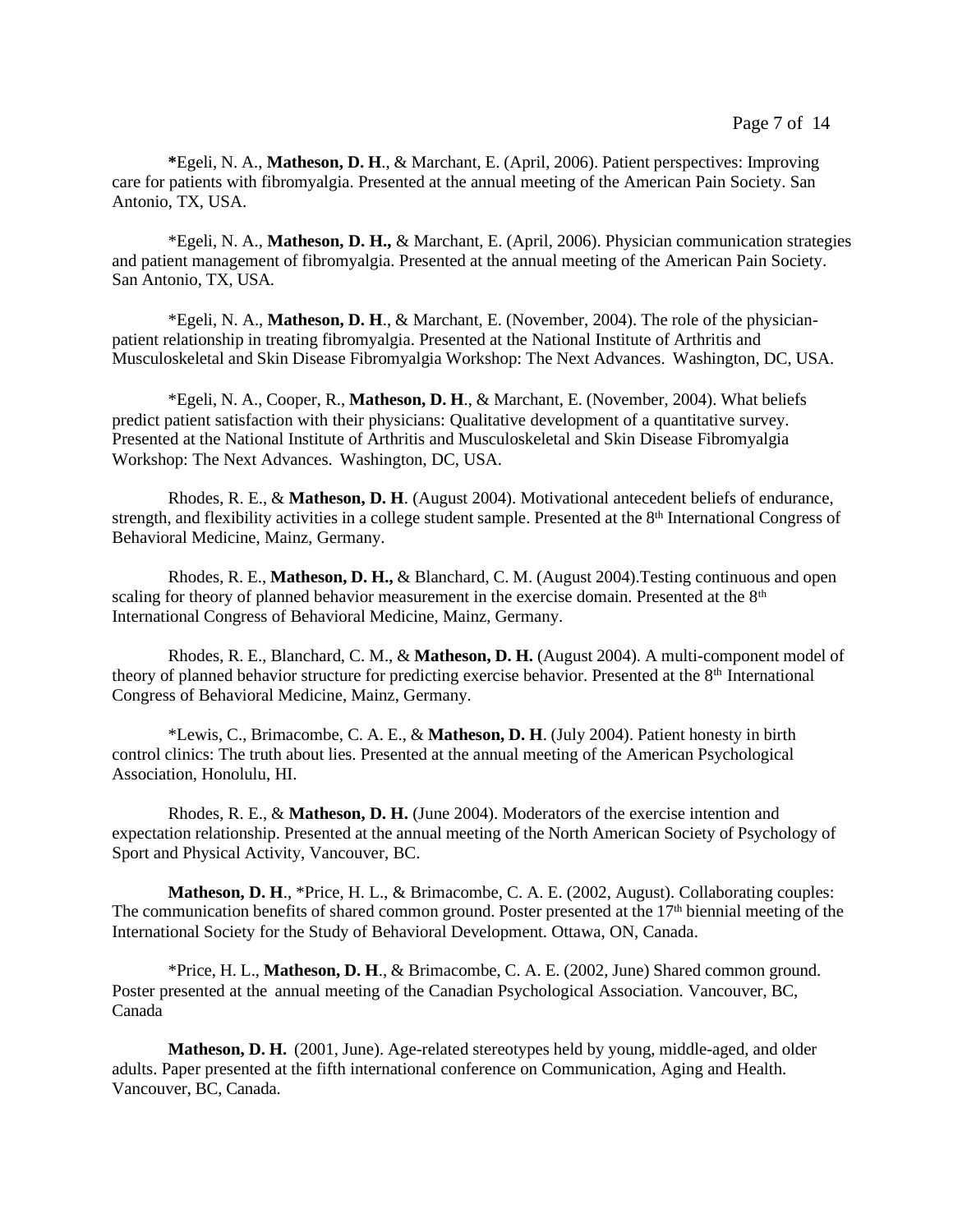*Egeli, N. A., **Matheson, D. H**., & Marchant, E. (April, 2006). Patient perspectives: Improving care for patients with fibromyalgia. Presented at the annual meeting of the American Pain Society. San Antonio, TX, USA.

*Egeli, N. A., **Matheson, D. H.,** & Marchant, E. (April, 2006). Physician communication strategies and patient management of fibromyalgia. Presented at the annual meeting of the American Pain Society. San Antonio, TX, USA.

*Egeli, N. A., **Matheson, D. H**., & Marchant, E. (November, 2004). The role of the physician-patient relationship in treating fibromyalgia. Presented at the National Institute of Arthritis and Musculoskeletal and Skin Disease Fibromyalgia Workshop: The Next Advances. Washington, DC, USA.

*Egeli, N. A., Cooper, R., **Matheson, D. H**., & Marchant, E. (November, 2004). What beliefs predict patient satisfaction with their physicians: Qualitative development of a quantitative survey. Presented at the National Institute of Arthritis and Musculoskeletal and Skin Disease Fibromyalgia Workshop: The Next Advances. Washington, DC, USA.

Rhodes, R. E., & **Matheson, D. H**. (August 2004). Motivational antecedent beliefs of endurance, strength, and flexibility activities in a college student sample. Presented at the 8th International Congress of Behavioral Medicine, Mainz, Germany.

Rhodes, R. E., **Matheson, D. H.,** & Blanchard, C. M. (August 2004).Testing continuous and open scaling for theory of planned behavior measurement in the exercise domain. Presented at the 8th International Congress of Behavioral Medicine, Mainz, Germany.

Rhodes, R. E., Blanchard, C. M., & **Matheson, D. H.** (August 2004). A multi-component model of theory of planned behavior structure for predicting exercise behavior. Presented at the 8th International Congress of Behavioral Medicine, Mainz, Germany.

*Lewis, C., Brimacombe, C. A. E., & **Matheson, D. H**. (July 2004). Patient honesty in birth control clinics: The truth about lies. Presented at the annual meeting of the American Psychological Association, Honolulu, HI.

Rhodes, R. E., & **Matheson, D. H.** (June 2004). Moderators of the exercise intention and expectation relationship. Presented at the annual meeting of the North American Society of Psychology of Sport and Physical Activity, Vancouver, BC.

**Matheson, D. H**., *Price, H. L., & Brimacombe, C. A. E. (2002, August). Collaborating couples: The communication benefits of shared common ground. Poster presented at the 17th biennial meeting of the International Society for the Study of Behavioral Development. Ottawa, ON, Canada.

*Price, H. L., **Matheson, D. H**., & Brimacombe, C. A. E. (2002, June) Shared common ground. Poster presented at the annual meeting of the Canadian Psychological Association. Vancouver, BC, Canada

**Matheson, D. H.** (2001, June). Age-related stereotypes held by young, middle-aged, and older adults. Paper presented at the fifth international conference on Communication, Aging and Health. Vancouver, BC, Canada.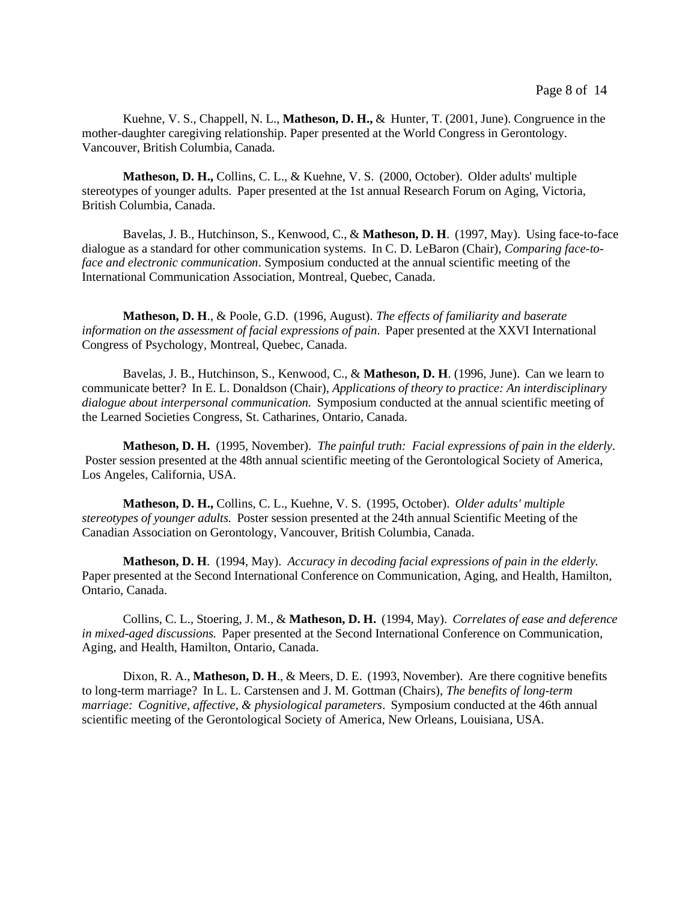Kuehne, V. S., Chappell, N. L., **Matheson, D. H.,** & Hunter, T. (2001, June). Congruence in the mother-daughter caregiving relationship. Paper presented at the World Congress in Gerontology. Vancouver, British Columbia, Canada.

**Matheson, D. H.,** Collins, C. L., & Kuehne, V. S. (2000, October). Older adults' multiple stereotypes of younger adults. Paper presented at the 1st annual Research Forum on Aging, Victoria, British Columbia, Canada.

Bavelas, J. B., Hutchinson, S., Kenwood, C., & **Matheson, D. H**. (1997, May). Using face-to-face dialogue as a standard for other communication systems. In C. D. LeBaron (Chair), *Comparing face-to-face and electronic communication*. Symposium conducted at the annual scientific meeting of the International Communication Association, Montreal, Quebec, Canada.

**Matheson, D. H**., & Poole, G.D. (1996, August). *The effects of familiarity and baserate information on the assessment of facial expressions of pain*. Paper presented at the XXVI International Congress of Psychology, Montreal, Quebec, Canada.

Bavelas, J. B., Hutchinson, S., Kenwood, C., & **Matheson, D. H**. (1996, June). Can we learn to communicate better? In E. L. Donaldson (Chair), *Applications of theory to practice: An interdisciplinary dialogue about interpersonal communication.* Symposium conducted at the annual scientific meeting of the Learned Societies Congress, St. Catharines, Ontario, Canada.

**Matheson, D. H.** (1995, November). *The painful truth: Facial expressions of pain in the elderly*. Poster session presented at the 48th annual scientific meeting of the Gerontological Society of America, Los Angeles, California, USA.

**Matheson, D. H.,** Collins, C. L., Kuehne, V. S. (1995, October). *Older adults' multiple stereotypes of younger adults.* Poster session presented at the 24th annual Scientific Meeting of the Canadian Association on Gerontology, Vancouver, British Columbia, Canada.

**Matheson, D. H**. (1994, May). *Accuracy in decoding facial expressions of pain in the elderly.* Paper presented at the Second International Conference on Communication, Aging, and Health, Hamilton, Ontario, Canada.

Collins, C. L., Stoering, J. M., & **Matheson, D. H.** (1994, May). *Correlates of ease and deference in mixed-aged discussions.* Paper presented at the Second International Conference on Communication, Aging, and Health, Hamilton, Ontario, Canada.

Dixon, R. A., **Matheson, D. H**., & Meers, D. E. (1993, November). Are there cognitive benefits to long-term marriage? In L. L. Carstensen and J. M. Gottman (Chairs), *The benefits of long-term marriage: Cognitive, affective, & physiological parameters*. Symposium conducted at the 46th annual scientific meeting of the Gerontological Society of America, New Orleans, Louisiana, USA.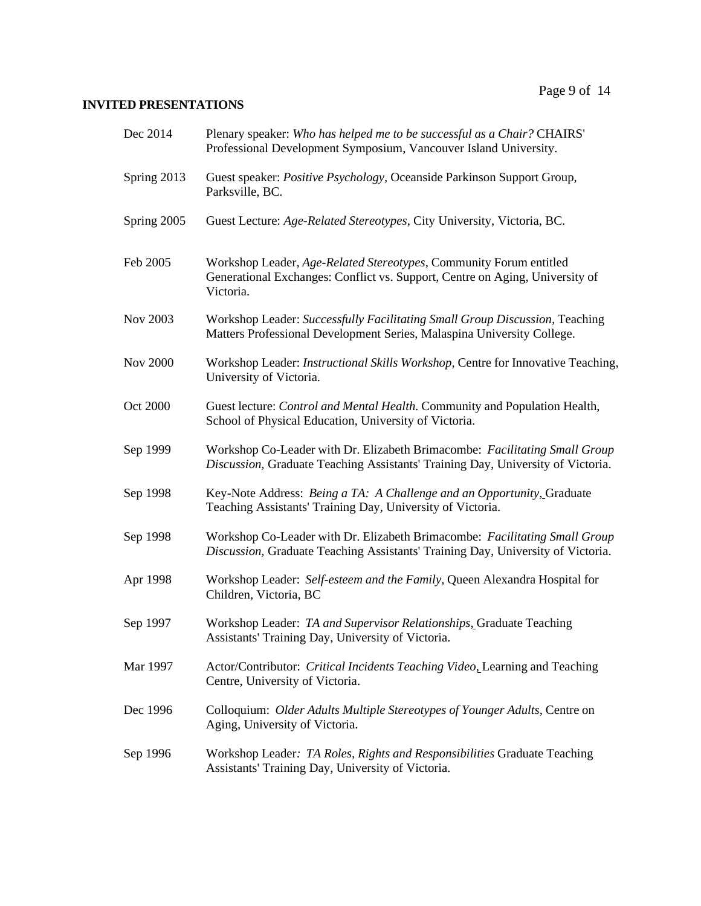**INVITED PRESENTATIONS**

| | |
|---|---|
| Dec 2014 | Plenary speaker: *Who has helped me to be successful as a Chair?* CHAIRS' Professional Development Symposium, Vancouver Island University. |
| Spring 2013 | Guest speaker: *Positive Psychology,* Oceanside Parkinson Support Group, Parksville, BC. |
| Spring 2005 | Guest Lecture: *Age-Related Stereotypes*, City University, Victoria, BC. |
| Feb 2005 | Workshop Leader, *Age-Related Stereotypes*, Community Forum entitled Generational Exchanges: Conflict vs. Support, Centre on Aging, University of Victoria. |
| Nov 2003 | Workshop Leader: *Successfully Facilitating Small Group Discussion,* Teaching Matters Professional Development Series, Malaspina University College. |
| Nov 2000 | Workshop Leader: *Instructional Skills Workshop*, Centre for Innovative Teaching, University of Victoria. |
| Oct 2000 | Guest lecture: *Control and Mental Health.* Community and Population Health, School of Physical Education, University of Victoria. |
| Sep 1999 | Workshop Co-Leader with Dr. Elizabeth Brimacombe: *Facilitating Small Group Discussion,* Graduate Teaching Assistants' Training Day, University of Victoria. |
| Sep 1998 | Key-Note Address: *Being a TA: A Challenge and an Opportunity*, Graduate Teaching Assistants' Training Day, University of Victoria. |
| Sep 1998 | Workshop Co-Leader with Dr. Elizabeth Brimacombe: *Facilitating Small Group Discussion,* Graduate Teaching Assistants' Training Day, University of Victoria. |
| Apr 1998 | Workshop Leader: *Self-esteem and the Family,* Queen Alexandra Hospital for Children, Victoria, BC |
| Sep 1997 | Workshop Leader: *TA and Supervisor Relationships*, Graduate Teaching Assistants' Training Day, University of Victoria. |
| Mar 1997 | Actor/Contributor: *Critical Incidents Teaching Video*, Learning and Teaching Centre, University of Victoria. |
| Dec 1996 | Colloquium: *Older Adults Multiple Stereotypes of Younger Adults*, Centre on Aging, University of Victoria. |
| Sep 1996 | Workshop Leader: *TA Roles, Rights and Responsibilities* Graduate Teaching Assistants' Training Day, University of Victoria. |